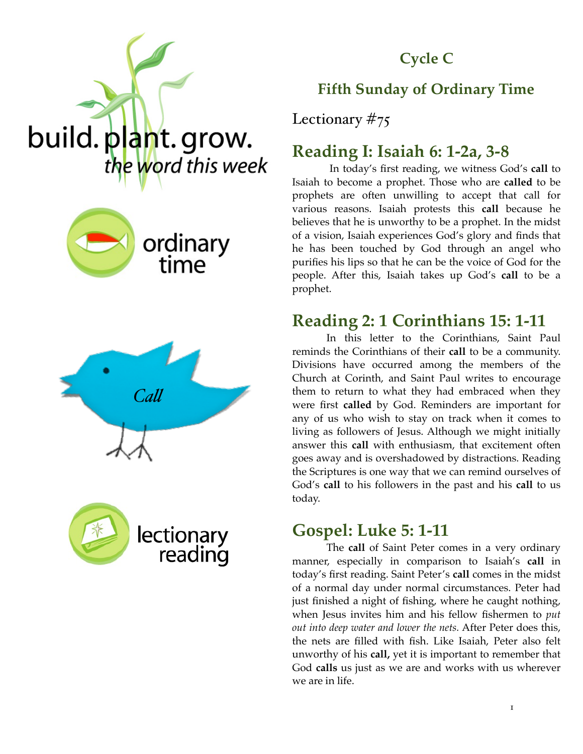build. plant. grow.
*the word this week*

ordinary time

*Call*

lectionary reading

# Cycle C

## Fifth Sunday of Ordinary Time

Lectionary #75

## Reading I: Isaiah 6: 1-2a, 3-8

In today's first reading, we witness God's **call** to Isaiah to become a prophet. Those who are **called** to be prophets are often unwilling to accept that call for various reasons. Isaiah protests this **call** because he believes that he is unworthy to be a prophet. In the midst of a vision, Isaiah experiences God's glory and finds that he has been touched by God through an angel who purifies his lips so that he can be the voice of God for the people. After this, Isaiah takes up God's **call** to be a prophet.

## Reading 2: 1 Corinthians 15: 1-11

In this letter to the Corinthians, Saint Paul reminds the Corinthians of their **call** to be a community. Divisions have occurred among the members of the Church at Corinth, and Saint Paul writes to encourage them to return to what they had embraced when they were first **called** by God. Reminders are important for any of us who wish to stay on track when it comes to living as followers of Jesus. Although we might initially answer this **call** with enthusiasm, that excitement often goes away and is overshadowed by distractions. Reading the Scriptures is one way that we can remind ourselves of God's **call** to his followers in the past and his **call** to us today.

## Gospel: Luke 5: 1-11

The **call** of Saint Peter comes in a very ordinary manner, especially in comparison to Isaiah's **call** in today's first reading. Saint Peter's **call** comes in the midst of a normal day under normal circumstances. Peter had just finished a night of fishing, where he caught nothing, when Jesus invites him and his fellow fishermen to *put out into deep water and lower the nets.* After Peter does this, the nets are filled with fish. Like Isaiah, Peter also felt unworthy of his **call,** yet it is important to remember that God **calls** us just as we are and works with us wherever we are in life.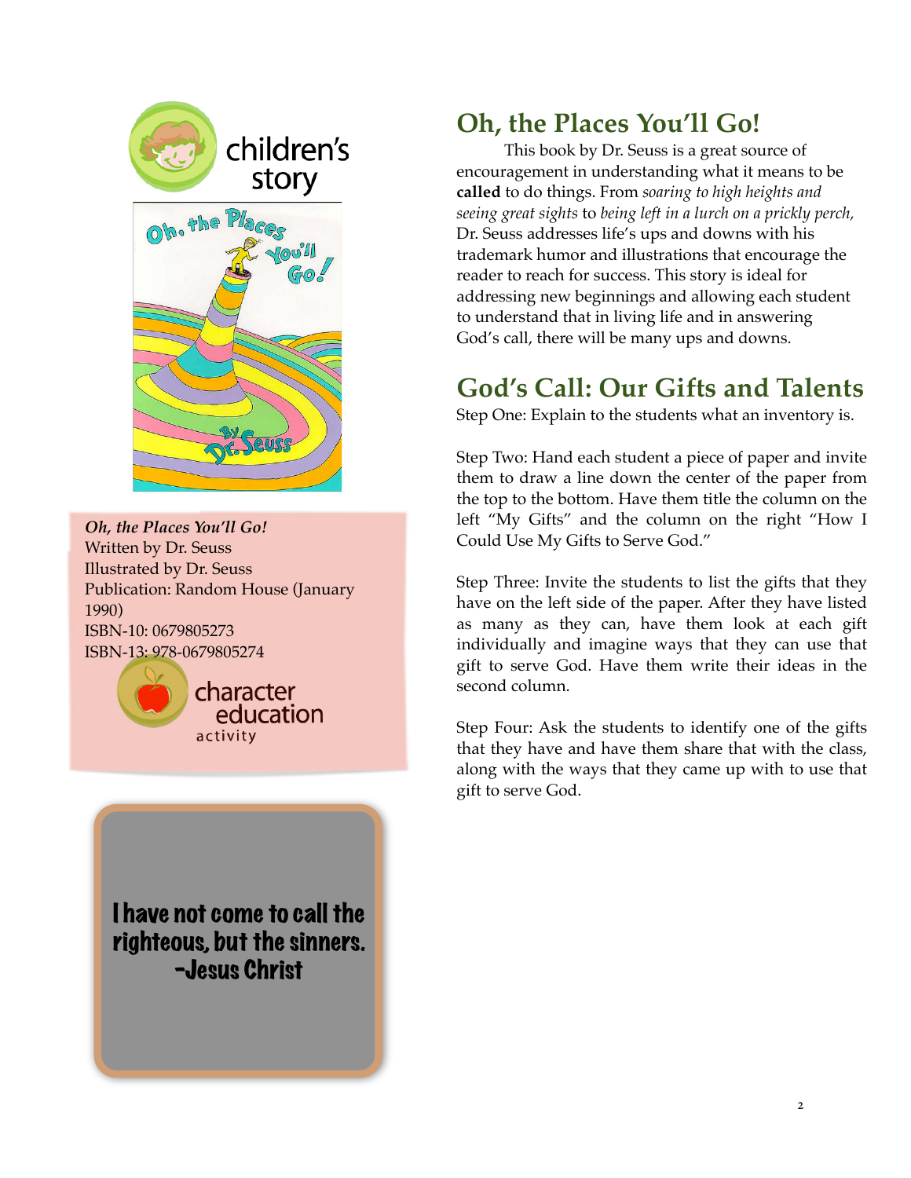children's story

*Oh, the Places You'll Go!*
Written by Dr. Seuss
Illustrated by Dr. Seuss
Publication: Random House (January 1990)
ISBN-10: 0679805273
ISBN-13: 978-0679805274

character education activity

I have not come to call the righteous, but the sinners.
-Jesus Christ

## Oh, the Places You'll Go!

This book by Dr. Seuss is a great source of encouragement in understanding what it means to be **called** to do things. From *soaring to high heights and seeing great sights* to *being left in a lurch on a prickly perch,* Dr. Seuss addresses life's ups and downs with his trademark humor and illustrations that encourage the reader to reach for success. This story is ideal for addressing new beginnings and allowing each student to understand that in living life and in answering God's call, there will be many ups and downs.

## God's Call: Our Gifts and Talents

Step One: Explain to the students what an inventory is.

Step Two: Hand each student a piece of paper and invite them to draw a line down the center of the paper from the top to the bottom. Have them title the column on the left "My Gifts" and the column on the right "How I Could Use My Gifts to Serve God."

Step Three: Invite the students to list the gifts that they have on the left side of the paper. After they have listed as many as they can, have them look at each gift individually and imagine ways that they can use that gift to serve God. Have them write their ideas in the second column.

Step Four: Ask the students to identify one of the gifts that they have and have them share that with the class, along with the ways that they came up with to use that gift to serve God.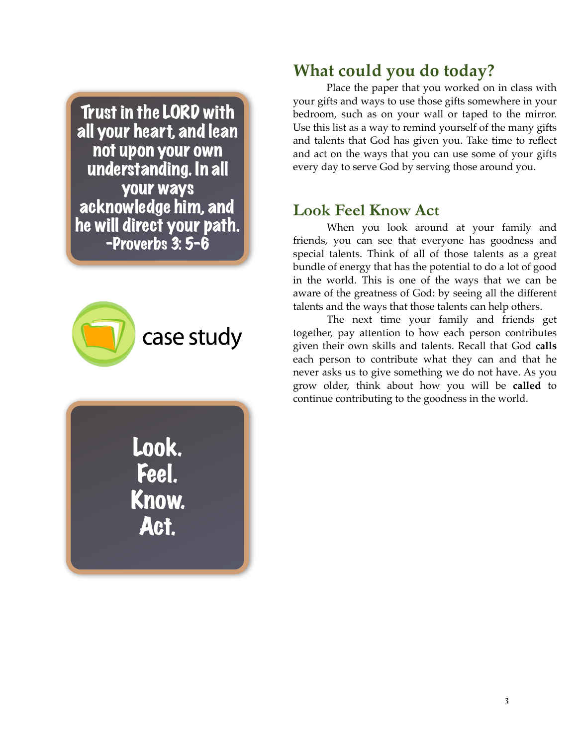Trust in the LORD with all your heart, and lean not upon your own understanding. In all your ways acknowledge him, and he will direct your path.
-Proverbs 3: 5-6

case study

Look.
Feel.
Know.
Act.

## What could you do today?

Place the paper that you worked on in class with your gifts and ways to use those gifts somewhere in your bedroom, such as on your wall or taped to the mirror. Use this list as a way to remind yourself of the many gifts and talents that God has given you. Take time to reflect and act on the ways that you can use some of your gifts every day to serve God by serving those around you.

## Look Feel Know Act

When you look around at your family and friends, you can see that everyone has goodness and special talents. Think of all of those talents as a great bundle of energy that has the potential to do a lot of good in the world. This is one of the ways that we can be aware of the greatness of God: by seeing all the different talents and the ways that those talents can help others.

The next time your family and friends get together, pay attention to how each person contributes given their own skills and talents. Recall that God **calls** each person to contribute what they can and that he never asks us to give something we do not have. As you grow older, think about how you will be **called** to continue contributing to the goodness in the world.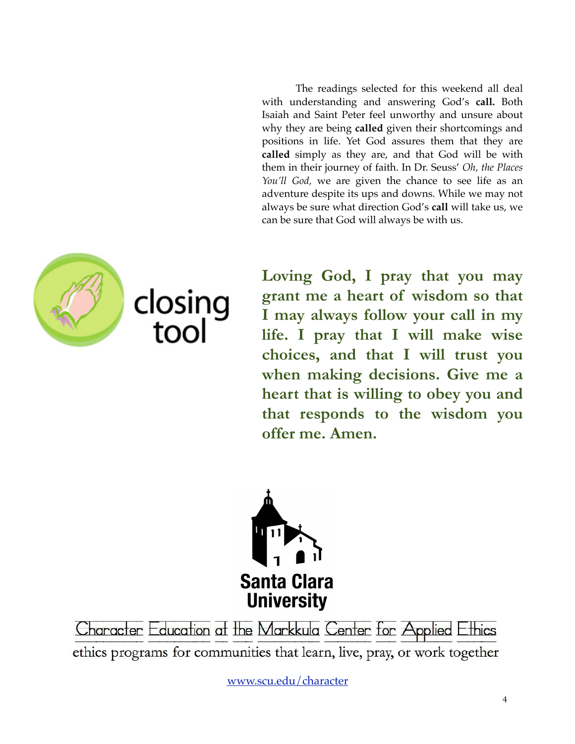The readings selected for this weekend all deal with understanding and answering God's **call.** Both Isaiah and Saint Peter feel unworthy and unsure about why they are being **called** given their shortcomings and positions in life. Yet God assures them that they are **called** simply as they are, and that God will be with them in their journey of faith. In Dr. Seuss' *Oh, the Places You'll God,* we are given the chance to see life as an adventure despite its ups and downs. While we may not always be sure what direction God's **call** will take us, we can be sure that God will always be with us.

## closing tool

**Loving God, I pray that you may grant me a heart of wisdom so that I may always follow your call in my life. I pray that I will make wise choices, and that I will trust you when making decisions. Give me a heart that is willing to obey you and that responds to the wisdom you offer me. Amen.**

Santa Clara University

Character Education at the Markkula Center for Applied Ethics

ethics programs for communities that learn, live, pray, or work together

www.scu.edu/character